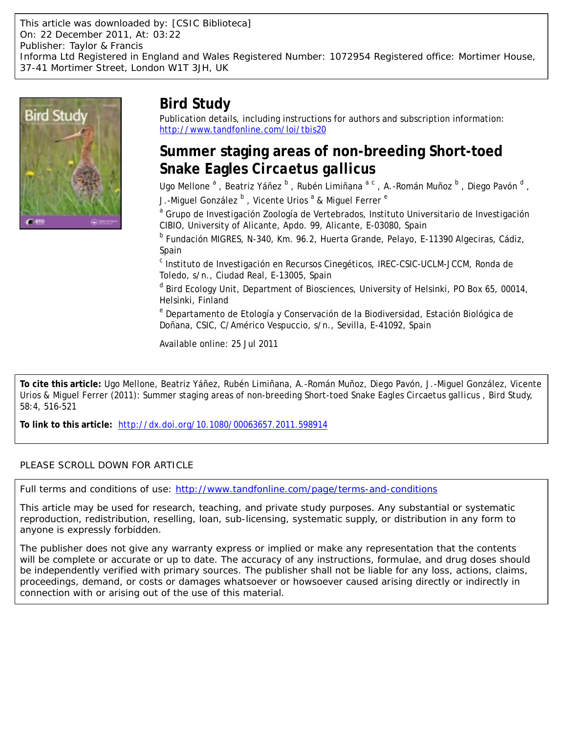This article was downloaded by: [CSIC Biblioteca]
On: 22 December 2011, At: 03:22
Publisher: Taylor & Francis
Informa Ltd Registered in England and Wales Registered Number: 1072954 Registered office: Mortimer House, 37-41 Mortimer Street, London W1T 3JH, UK

# Bird Study

Publication details, including instructions for authors and subscription information:
http://www.tandfonline.com/loi/tbis20

## Summer staging areas of non-breeding Short-toed Snake Eagles *Circaetus gallicus*

Ugo Mellone [a] , Beatriz Yáñez [b] , Rubén Limiñana [a c] , A.-Román Muñoz [b] , Diego Pavón [d] , J.-Miguel González [b] , Vicente Urios [a] & Miguel Ferrer [e]

[a] Grupo de Investigación Zoología de Vertebrados, Instituto Universitario de Investigación CIBIO, University of Alicante, Apdo. 99, Alicante, E-03080, Spain

[b] Fundación MIGRES, N-340, Km. 96.2, Huerta Grande, Pelayo, E-11390 Algeciras, Cádiz, Spain

[c] Instituto de Investigación en Recursos Cinegéticos, IREC-CSIC-UCLM-JCCM, Ronda de Toledo, s/n., Ciudad Real, E-13005, Spain

[d] Bird Ecology Unit, Department of Biosciences, University of Helsinki, PO Box 65, 00014, Helsinki, Finland

[e] Departamento de Etología y Conservación de la Biodiversidad, Estación Biológica de Doñana, CSIC, C/Américo Vespuccio, s/n., Sevilla, E-41092, Spain

Available online: 25 Jul 2011

**To cite this article:** Ugo Mellone, Beatriz Yáñez, Rubén Limiñana, A.-Román Muñoz, Diego Pavón, J.-Miguel González, Vicente Urios & Miguel Ferrer (2011): Summer staging areas of non-breeding Short-toed Snake Eagles Circaetus gallicus , Bird Study, 58:4, 516-521

**To link to this article:** http://dx.doi.org/10.1080/00063657.2011.598914

PLEASE SCROLL DOWN FOR ARTICLE

Full terms and conditions of use: http://www.tandfonline.com/page/terms-and-conditions

This article may be used for research, teaching, and private study purposes. Any substantial or systematic reproduction, redistribution, reselling, loan, sub-licensing, systematic supply, or distribution in any form to anyone is expressly forbidden.

The publisher does not give any warranty express or implied or make any representation that the contents will be complete or accurate or up to date. The accuracy of any instructions, formulae, and drug doses should be independently verified with primary sources. The publisher shall not be liable for any loss, actions, claims, proceedings, demand, or costs or damages whatsoever or howsoever caused arising directly or indirectly in connection with or arising out of the use of this material.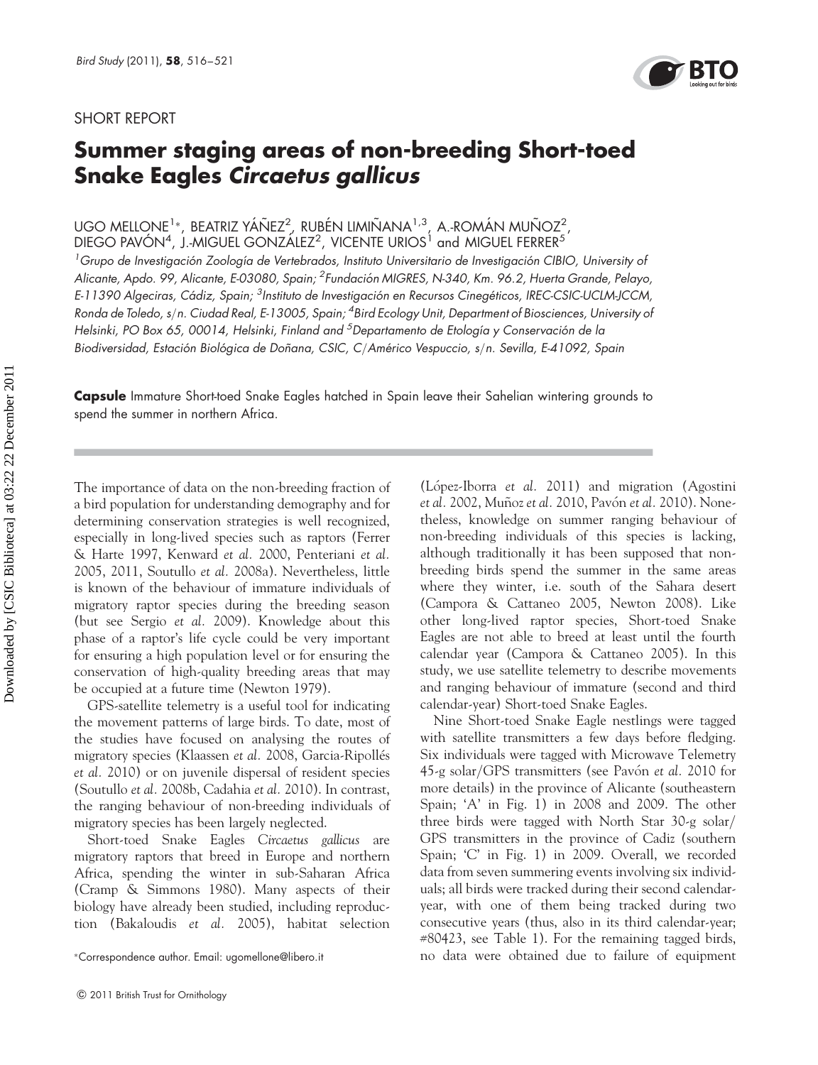SHORT REPORT

# Summer staging areas of non-breeding Short-toed Snake Eagles *Circaetus gallicus*

UGO MELLONE[1]*, BEATRIZ YÁÑEZ[2], RUBÉN LIMIÑANA[1,3], A.-ROMÁN MUÑOZ[2], DIEGO PAVÓN[4], J.-MIGUEL GONZÁLEZ[2], VICENTE URIOS[1] and MIGUEL FERRER[5]

[1]*Grupo de Investigación Zoología de Vertebrados, Instituto Universitario de Investigación CIBIO, University of Alicante, Apdo. 99, Alicante, E-03080, Spain;* [2]*Fundación MIGRES, N-340, Km. 96.2, Huerta Grande, Pelayo, E-11390 Algeciras, Cádiz, Spain;* [3]*Instituto de Investigación en Recursos Cinegéticos, IREC-CSIC-UCLM-JCCM, Ronda de Toledo, s/n. Ciudad Real, E-13005, Spain;* [4]*Bird Ecology Unit, Department of Biosciences, University of Helsinki, PO Box 65, 00014, Helsinki, Finland and* [5]*Departamento de Etología y Conservación de la Biodiversidad, Estación Biológica de Doñana, CSIC, C/Américo Vespuccio, s/n. Sevilla, E-41092, Spain*

**Capsule** Immature Short-toed Snake Eagles hatched in Spain leave their Sahelian wintering grounds to spend the summer in northern Africa.

The importance of data on the non-breeding fraction of a bird population for understanding demography and for determining conservation strategies is well recognized, especially in long-lived species such as raptors (Ferrer & Harte 1997, Kenward *et al.* 2000, Penteriani *et al.* 2005, 2011, Soutullo *et al.* 2008a). Nevertheless, little is known of the behaviour of immature individuals of migratory raptor species during the breeding season (but see Sergio *et al.* 2009). Knowledge about this phase of a raptor's life cycle could be very important for ensuring a high population level or for ensuring the conservation of high-quality breeding areas that may be occupied at a future time (Newton 1979).

GPS-satellite telemetry is a useful tool for indicating the movement patterns of large birds. To date, most of the studies have focused on analysing the routes of migratory species (Klaassen *et al.* 2008, Garcia-Ripollés *et al.* 2010) or on juvenile dispersal of resident species (Soutullo *et al.* 2008b, Cadahia *et al.* 2010). In contrast, the ranging behaviour of non-breeding individuals of migratory species has been largely neglected.

Short-toed Snake Eagles *Circaetus gallicus* are migratory raptors that breed in Europe and northern Africa, spending the winter in sub-Saharan Africa (Cramp & Simmons 1980). Many aspects of their biology have already been studied, including reproduction (Bakaloudis *et al.* 2005), habitat selection (López-Iborra *et al.* 2011) and migration (Agostini *et al.* 2002, Muñoz *et al.* 2010, Pavón *et al.* 2010). Nonetheless, knowledge on summer ranging behaviour of non-breeding individuals of this species is lacking, although traditionally it has been supposed that non-breeding birds spend the summer in the same areas where they winter, i.e. south of the Sahara desert (Campora & Cattaneo 2005, Newton 2008). Like other long-lived raptor species, Short-toed Snake Eagles are not able to breed at least until the fourth calendar year (Campora & Cattaneo 2005). In this study, we use satellite telemetry to describe movements and ranging behaviour of immature (second and third calendar-year) Short-toed Snake Eagles.

Nine Short-toed Snake Eagle nestlings were tagged with satellite transmitters a few days before fledging. Six individuals were tagged with Microwave Telemetry 45-g solar/GPS transmitters (see Pavón *et al.* 2010 for more details) in the province of Alicante (southeastern Spain; 'A' in Fig. 1) in 2008 and 2009. The other three birds were tagged with North Star 30-g solar/GPS transmitters in the province of Cadiz (southern Spain; 'C' in Fig. 1) in 2009. Overall, we recorded data from seven summering events involving six individuals; all birds were tracked during their second calendar-year, with one of them being tracked during two consecutive years (thus, also in its third calendar-year; #80423, see Table 1). For the remaining tagged birds, no data were obtained due to failure of equipment

*Correspondence author. Email: ugomellone@libero.it

© 2011 British Trust for Ornithology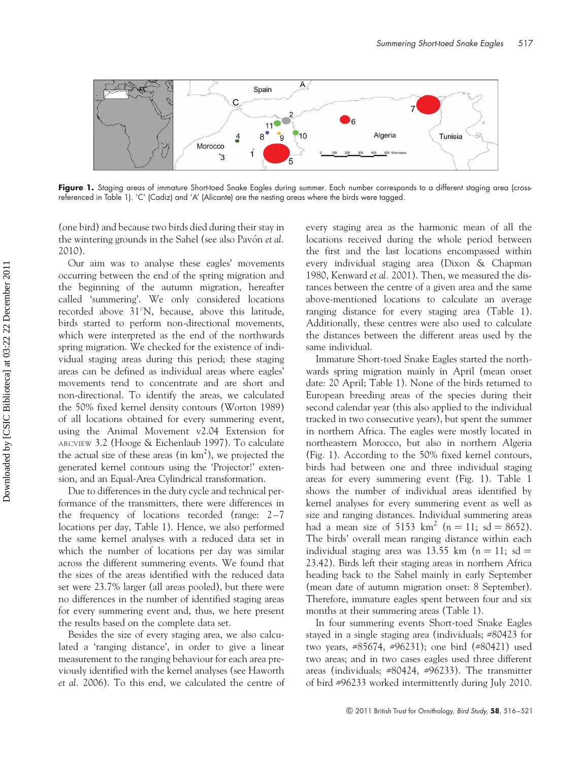**Figure 1.** Staging areas of immature Short-toed Snake Eagles during summer. Each number corresponds to a different staging area (cross-referenced in Table 1). 'C' (Cadiz) and 'A' (Alicante) are the nesting areas where the birds were tagged.

(one bird) and because two birds died during their stay in the wintering grounds in the Sahel (see also Pavón *et al.* 2010).

Our aim was to analyse these eagles' movements occurring between the end of the spring migration and the beginning of the autumn migration, hereafter called 'summering'. We only considered locations recorded above 31°N, because, above this latitude, birds started to perform non-directional movements, which were interpreted as the end of the northwards spring migration. We checked for the existence of individual staging areas during this period; these staging areas can be defined as individual areas where eagles' movements tend to concentrate and are short and non-directional. To identify the areas, we calculated the 50% fixed kernel density contours (Worton 1989) of all locations obtained for every summering event, using the Animal Movement v2.04 Extension for ARCVIEW 3.2 (Hooge & Eichenlaub 1997). To calculate the actual size of these areas (in km$^2$), we projected the generated kernel contours using the 'Projector!' extension, and an Equal-Area Cylindrical transformation.

Due to differences in the duty cycle and technical performance of the transmitters, there were differences in the frequency of locations recorded (range: 2–7 locations per day, Table 1). Hence, we also performed the same kernel analyses with a reduced data set in which the number of locations per day was similar across the different summering events. We found that the sizes of the areas identified with the reduced data set were 23.7% larger (all areas pooled), but there were no differences in the number of identified staging areas for every summering event and, thus, we here present the results based on the complete data set.

Besides the size of every staging area, we also calculated a 'ranging distance', in order to give a linear measurement to the ranging behaviour for each area previously identified with the kernel analyses (see Haworth *et al.* 2006). To this end, we calculated the centre of every staging area as the harmonic mean of all the locations received during the whole period between the first and the last locations encompassed within every individual staging area (Dixon & Chapman 1980, Kenward *et al.* 2001). Then, we measured the distances between the centre of a given area and the same above-mentioned locations to calculate an average ranging distance for every staging area (Table 1). Additionally, these centres were also used to calculate the distances between the different areas used by the same individual.

Immature Short-toed Snake Eagles started the northwards spring migration mainly in April (mean onset date: 20 April; Table 1). None of the birds returned to European breeding areas of the species during their second calendar year (this also applied to the individual tracked in two consecutive years), but spent the summer in northern Africa. The eagles were mostly located in northeastern Morocco, but also in northern Algeria (Fig. 1). According to the 50% fixed kernel contours, birds had between one and three individual staging areas for every summering event (Fig. 1). Table 1 shows the number of individual areas identified by kernel analyses for every summering event as well as size and ranging distances. Individual summering areas had a mean size of 5153 km$^2$ ($n = 11$; sd $= 8652$). The birds' overall mean ranging distance within each individual staging area was 13.55 km ($n = 11$; sd $=$ 23.42). Birds left their staging areas in northern Africa heading back to the Sahel mainly in early September (mean date of autumn migration onset: 8 September). Therefore, immature eagles spent between four and six months at their summering areas (Table 1).

In four summering events Short-toed Snake Eagles stayed in a single staging area (individuals; #80423 for two years, #85674, #96231); one bird (#80421) used two areas; and in two cases eagles used three different areas (individuals; #80424, #96233). The transmitter of bird #96233 worked intermittently during July 2010.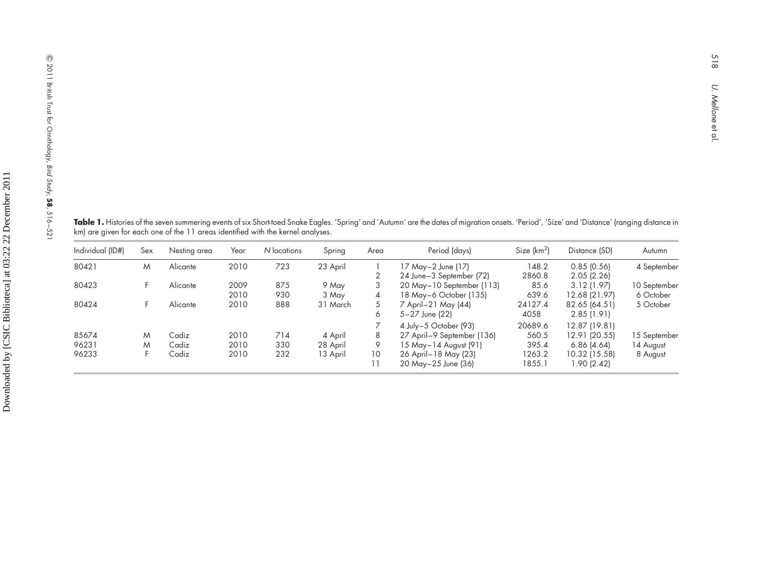**Table 1.** Histories of the seven summering events of six Short-toed Snake Eagles. 'Spring' and 'Autumn' are the dates of migration onsets. 'Period', 'Size' and 'Distance' (ranging distance in km) are given for each one of the 11 areas identified with the kernel analyses.

| Individual (ID#) | Sex | Nesting area | Year | *N* locations | Spring | Area | Period (days) | Size ($km^2$) | Distance (SD) | Autumn |
|---|---|---|---|---|---|---|---|---|---|---|
| 80421 | M | Alicante | 2010 | 723 | 23 April | 1 | 17 May–2 June (17) | 148.2 | 0.85 (0.56) | 4 September |
| | | | | | | 2 | 24 June–3 September (72) | 2860.8 | 2.05 (2.26) | |
| 80423 | F | Alicante | 2009 | 875 | 9 May | 3 | 20 May–10 September (113) | 85.6 | 3.12 (1.97) | 10 September |
| | | | 2010 | 930 | 3 May | 4 | 18 May–6 October (135) | 639.6 | 12.68 (21.97) | 6 October |
| 80424 | F | Alicante | 2010 | 888 | 31 March | 5 | 7 April–21 May (44) | 24127.4 | 82.65 (64.51) | 5 October |
| | | | | | | 6 | 5–27 June (22) | 4058 | 2.85 (1.91) | |
| | | | | | | 7 | 4 July–5 October (93) | 20689.6 | 12.87 (19.81) | |
| 85674 | M | Cadiz | 2010 | 714 | 4 April | 8 | 27 April–9 September (136) | 560.5 | 12.91 (20.55) | 15 September |
| 96231 | M | Cadiz | 2010 | 330 | 28 April | 9 | 15 May–14 August (91) | 395.4 | 6.86 (4.64) | 14 August |
| 96233 | F | Cadiz | 2010 | 232 | 13 April | 10 | 26 April–18 May (23) | 1263.2 | 10.32 (15.58) | 8 August |
| | | | | | | 11 | 20 May–25 June (36) | 1855.1 | 1.90 (2.42) | |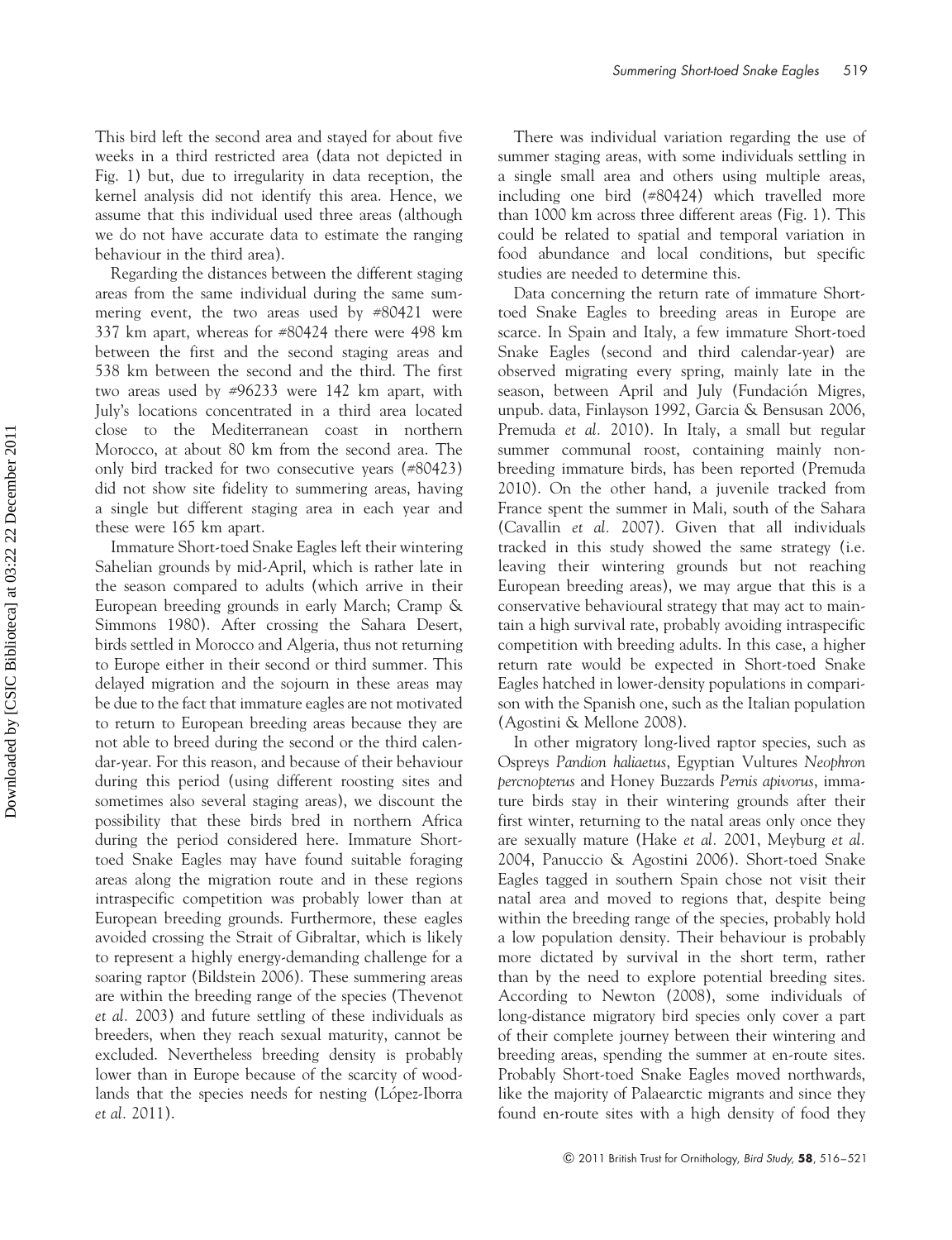This bird left the second area and stayed for about five weeks in a third restricted area (data not depicted in Fig. 1) but, due to irregularity in data reception, the kernel analysis did not identify this area. Hence, we assume that this individual used three areas (although we do not have accurate data to estimate the ranging behaviour in the third area).

Regarding the distances between the different staging areas from the same individual during the same summering event, the two areas used by #80421 were 337 km apart, whereas for #80424 there were 498 km between the first and the second staging areas and 538 km between the second and the third. The first two areas used by #96233 were 142 km apart, with July's locations concentrated in a third area located close to the Mediterranean coast in northern Morocco, at about 80 km from the second area. The only bird tracked for two consecutive years (#80423) did not show site fidelity to summering areas, having a single but different staging area in each year and these were 165 km apart.

Immature Short-toed Snake Eagles left their wintering Sahelian grounds by mid-April, which is rather late in the season compared to adults (which arrive in their European breeding grounds in early March; Cramp & Simmons 1980). After crossing the Sahara Desert, birds settled in Morocco and Algeria, thus not returning to Europe either in their second or third summer. This delayed migration and the sojourn in these areas may be due to the fact that immature eagles are not motivated to return to European breeding areas because they are not able to breed during the second or the third calendar-year. For this reason, and because of their behaviour during this period (using different roosting sites and sometimes also several staging areas), we discount the possibility that these birds bred in northern Africa during the period considered here. Immature Short-toed Snake Eagles may have found suitable foraging areas along the migration route and in these regions intraspecific competition was probably lower than at European breeding grounds. Furthermore, these eagles avoided crossing the Strait of Gibraltar, which is likely to represent a highly energy-demanding challenge for a soaring raptor (Bildstein 2006). These summering areas are within the breeding range of the species (Thevenot *et al.* 2003) and future settling of these individuals as breeders, when they reach sexual maturity, cannot be excluded. Nevertheless breeding density is probably lower than in Europe because of the scarcity of woodlands that the species needs for nesting (López-Iborra *et al.* 2011).

There was individual variation regarding the use of summer staging areas, with some individuals settling in a single small area and others using multiple areas, including one bird (#80424) which travelled more than 1000 km across three different areas (Fig. 1). This could be related to spatial and temporal variation in food abundance and local conditions, but specific studies are needed to determine this.

Data concerning the return rate of immature Short-toed Snake Eagles to breeding areas in Europe are scarce. In Spain and Italy, a few immature Short-toed Snake Eagles (second and third calendar-year) are observed migrating every spring, mainly late in the season, between April and July (Fundación Migres, unpub. data, Finlayson 1992, Garcia & Bensusan 2006, Premuda *et al.* 2010). In Italy, a small but regular summer communal roost, containing mainly non-breeding immature birds, has been reported (Premuda 2010). On the other hand, a juvenile tracked from France spent the summer in Mali, south of the Sahara (Cavallin *et al.* 2007). Given that all individuals tracked in this study showed the same strategy (i.e. leaving their wintering grounds but not reaching European breeding areas), we may argue that this is a conservative behavioural strategy that may act to maintain a high survival rate, probably avoiding intraspecific competition with breeding adults. In this case, a higher return rate would be expected in Short-toed Snake Eagles hatched in lower-density populations in comparison with the Spanish one, such as the Italian population (Agostini & Mellone 2008).

In other migratory long-lived raptor species, such as Ospreys *Pandion haliaetus*, Egyptian Vultures *Neophron percnopterus* and Honey Buzzards *Pernis apivorus*, immature birds stay in their wintering grounds after their first winter, returning to the natal areas only once they are sexually mature (Hake *et al.* 2001, Meyburg *et al.* 2004, Panuccio & Agostini 2006). Short-toed Snake Eagles tagged in southern Spain chose not visit their natal area and moved to regions that, despite being within the breeding range of the species, probably hold a low population density. Their behaviour is probably more dictated by survival in the short term, rather than by the need to explore potential breeding sites. According to Newton (2008), some individuals of long-distance migratory bird species only cover a part of their complete journey between their wintering and breeding areas, spending the summer at en-route sites. Probably Short-toed Snake Eagles moved northwards, like the majority of Palaearctic migrants and since they found en-route sites with a high density of food they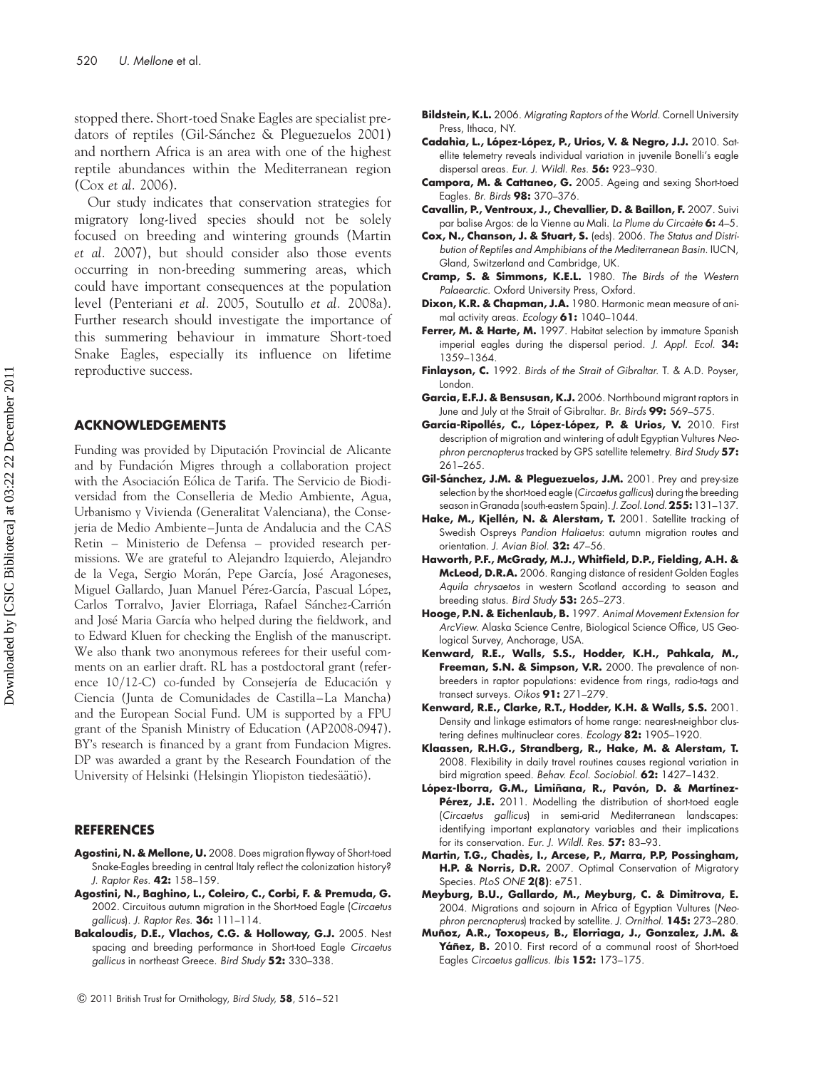stopped there. Short-toed Snake Eagles are specialist predators of reptiles (Gil-Sánchez & Pleguezuelos 2001) and northern Africa is an area with one of the highest reptile abundances within the Mediterranean region (Cox *et al.* 2006).

Our study indicates that conservation strategies for migratory long-lived species should not be solely focused on breeding and wintering grounds (Martin *et al.* 2007), but should consider also those events occurring in non-breeding summering areas, which could have important consequences at the population level (Penteriani *et al.* 2005, Soutullo *et al.* 2008a). Further research should investigate the importance of this summering behaviour in immature Short-toed Snake Eagles, especially its influence on lifetime reproductive success.

## ACKNOWLEDGEMENTS

Funding was provided by Diputación Provincial de Alicante and by Fundación Migres through a collaboration project with the Asociación Eólica de Tarifa. The Servicio de Biodiversidad from the Conselleria de Medio Ambiente, Agua, Urbanismo y Vivienda (Generalitat Valenciana), the Consejeria de Medio Ambiente–Junta de Andalucia and the CAS Retin – Ministerio de Defensa – provided research permissions. We are grateful to Alejandro Izquierdo, Alejandro de la Vega, Sergio Morán, Pepe García, José Aragoneses, Miguel Gallardo, Juan Manuel Pérez-García, Pascual López, Carlos Torralvo, Javier Elorriaga, Rafael Sánchez-Carrión and José Maria García who helped during the fieldwork, and to Edward Kluen for checking the English of the manuscript. We also thank two anonymous referees for their useful comments on an earlier draft. RL has a postdoctoral grant (reference 10/12-C) co-funded by Consejería de Educación y Ciencia (Junta de Comunidades de Castilla–La Mancha) and the European Social Fund. UM is supported by a FPU grant of the Spanish Ministry of Education (AP2008-0947). BY's research is financed by a grant from Fundacion Migres. DP was awarded a grant by the Research Foundation of the University of Helsinki (Helsingin Yliopiston tiedesäätiö).

## REFERENCES

**Agostini, N. & Mellone, U.** 2008. Does migration flyway of Short-toed Snake-Eagles breeding in central Italy reflect the colonization history? *J. Raptor Res.* **42:** 158–159.

**Agostini, N., Baghino, L., Coleiro, C., Corbi, F. & Premuda, G.** 2002. Circuitous autumn migration in the Short-toed Eagle (*Circaetus gallicus*). *J. Raptor Res.* **36:** 111–114.

**Bakaloudis, D.E., Vlachos, C.G. & Holloway, G.J.** 2005. Nest spacing and breeding performance in Short-toed Eagle *Circaetus gallicus* in northeast Greece. *Bird Study* **52:** 330–338.

**Bildstein, K.L.** 2006. *Migrating Raptors of the World.* Cornell University Press, Ithaca, NY.

**Cadahia, L., López-López, P., Urios, V. & Negro, J.J.** 2010. Satellite telemetry reveals individual variation in juvenile Bonelli's eagle dispersal areas. *Eur. J. Wildl. Res.* **56:** 923–930.

**Campora, M. & Cattaneo, G.** 2005. Ageing and sexing Short-toed Eagles. *Br. Birds* **98:** 370–376.

**Cavallin, P., Ventroux, J., Chevallier, D. & Baillon, F.** 2007. Suivi par balise Argos: de la Vienne au Mali. *La Plume du Circaète* **6:** 4–5.

**Cox, N., Chanson, J. & Stuart, S.** (eds). 2006. *The Status and Distribution of Reptiles and Amphibians of the Mediterranean Basin.* IUCN, Gland, Switzerland and Cambridge, UK.

**Cramp, S. & Simmons, K.E.L.** 1980. *The Birds of the Western Palaearctic.* Oxford University Press, Oxford.

**Dixon, K.R. & Chapman, J.A.** 1980. Harmonic mean measure of animal activity areas. *Ecology* **61:** 1040–1044.

**Ferrer, M. & Harte, M.** 1997. Habitat selection by immature Spanish imperial eagles during the dispersal period. *J. Appl. Ecol.* **34:** 1359–1364.

**Finlayson, C.** 1992. *Birds of the Strait of Gibraltar.* T. & A.D. Poyser, London.

**Garcia, E.F.J. & Bensusan, K.J.** 2006. Northbound migrant raptors in June and July at the Strait of Gibraltar. *Br. Birds* **99:** 569–575.

**García-Ripollés, C., López-López, P. & Urios, V.** 2010. First description of migration and wintering of adult Egyptian Vultures *Neophron percnopterus* tracked by GPS satellite telemetry. *Bird Study* **57:** 261–265.

**Gil-Sánchez, J.M. & Pleguezuelos, J.M.** 2001. Prey and prey-size selection by the short-toed eagle (*Circaetus gallicus*) during the breeding season in Granada (south-eastern Spain). *J. Zool. Lond.* **255:** 131–137.

**Hake, M., Kjellén, N. & Alerstam, T.** 2001. Satellite tracking of Swedish Ospreys *Pandion Haliaetus*: autumn migration routes and orientation. *J. Avian Biol.* **32:** 47–56.

**Haworth, P.F., McGrady, M.J., Whitfield, D.P., Fielding, A.H. & McLeod, D.R.A.** 2006. Ranging distance of resident Golden Eagles *Aquila chrysaetos* in western Scotland according to season and breeding status. *Bird Study* **53:** 265–273.

**Hooge, P.N. & Eichenlaub, B.** 1997. *Animal Movement Extension for ArcView.* Alaska Science Centre, Biological Science Office, US Geological Survey, Anchorage, USA.

**Kenward, R.E., Walls, S.S., Hodder, K.H., Pahkala, M., Freeman, S.N. & Simpson, V.R.** 2000. The prevalence of non-breeders in raptor populations: evidence from rings, radio-tags and transect surveys. *Oikos* **91:** 271–279.

**Kenward, R.E., Clarke, R.T., Hodder, K.H. & Walls, S.S.** 2001. Density and linkage estimators of home range: nearest-neighbor clustering defines multinuclear cores. *Ecology* **82:** 1905–1920.

**Klaassen, R.H.G., Strandberg, R., Hake, M. & Alerstam, T.** 2008. Flexibility in daily travel routines causes regional variation in bird migration speed. *Behav. Ecol. Sociobiol.* **62:** 1427–1432.

**López-Iborra, G.M., Limiñana, R., Pavón, D. & Martínez-Pérez, J.E.** 2011. Modelling the distribution of short-toed eagle (*Circaetus gallicus*) in semi-arid Mediterranean landscapes: identifying important explanatory variables and their implications for its conservation. *Eur. J. Wildl. Res.* **57:** 83–93.

**Martin, T.G., Chadès, I., Arcese, P., Marra, P.P, Possingham, H.P. & Norris, D.R.** 2007. Optimal Conservation of Migratory Species. *PLoS ONE* **2(8)**: e751.

**Meyburg, B.U., Gallardo, M., Meyburg, C. & Dimitrova, E.** 2004. Migrations and sojourn in Africa of Egyptian Vultures (*Neophron percnopterus*) tracked by satellite. *J. Ornithol.* **145:** 273–280.

**Muñoz, A.R., Toxopeus, B., Elorriaga, J., Gonzalez, J.M. & Yáñez, B.** 2010. First record of a communal roost of Short-toed Eagles *Circaetus gallicus*. *Ibis* **152:** 173–175.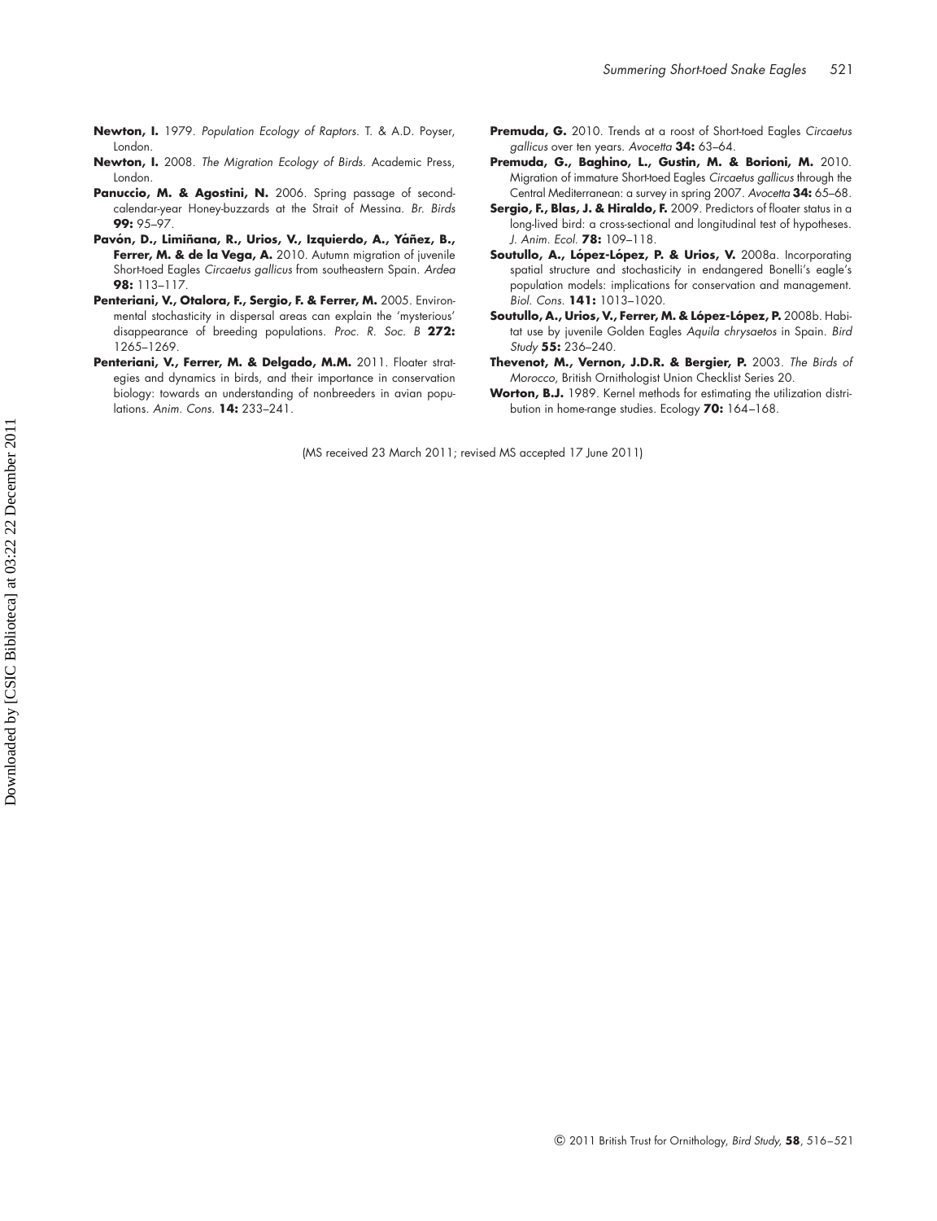**Newton, I.** 1979. *Population Ecology of Raptors.* T. & A.D. Poyser, London.

**Newton, I.** 2008. *The Migration Ecology of the Birds.* Academic Press, London.

**Panuccio, M. & Agostini, N.** 2006. Spring passage of second-calendar-year Honey-buzzards at the Strait of Messina. *Br. Birds* **99:** 95–97.

**Pavón, D., Limiñana, R., Urios, V., Izquierdo, A., Yáñez, B., Ferrer, M. & de la Vega, A.** 2010. Autumn migration of juvenile Short-toed Eagles *Circaetus gallicus* from southeastern Spain. *Ardea* **98:** 113–117.

**Penteriani, V., Otalora, F., Sergio, F. & Ferrer, M.** 2005. Environmental stochasticity in dispersal areas can explain the 'mysterious' disappearance of breeding populations. *Proc. R. Soc. B* **272:** 1265–1269.

**Penteriani, V., Ferrer, M. & Delgado, M.M.** 2011. Floater strategies and dynamics in birds, and their importance in conservation biology: towards an understanding of nonbreeders in avian populations. *Anim. Cons.* **14:** 233–241.

**Premuda, G.** 2010. Trends at a roost of Short-toed Eagles *Circaetus gallicus* over ten years. *Avocetta* **34:** 63–64.

**Premuda, G., Baghino, L., Gustin, M. & Borioni, M.** 2010. Migration of immature Short-toed Eagles *Circaetus gallicus* through the Central Mediterranean: a survey in spring 2007. *Avocetta* **34:** 65–68.

**Sergio, F., Blas, J. & Hiraldo, F.** 2009. Predictors of floater status in a long-lived bird: a cross-sectional and longitudinal test of hypotheses. *J. Anim. Ecol.* **78:** 109–118.

**Soutullo, A., López-López, P. & Urios, V.** 2008a. Incorporating spatial structure and stochasticity in endangered Bonelli's eagle's population models: implications for conservation and management. *Biol. Cons.* **141:** 1013–1020.

**Soutullo, A., Urios, V., Ferrer, M. & López-López, P.** 2008b. Habitat use by juvenile Golden Eagles *Aquila chrysaetos* in Spain. *Bird Study* **55:** 236–240.

**Thevenot, M., Vernon, J.D.R. & Bergier, P.** 2003. *The Birds of Morocco*, British Ornithologist Union Checklist Series 20.

**Worton, B.J.** 1989. Kernel methods for estimating the utilization distribution in home-range studies. Ecology **70:** 164–168.

(MS received 23 March 2011; revised MS accepted 17 June 2011)